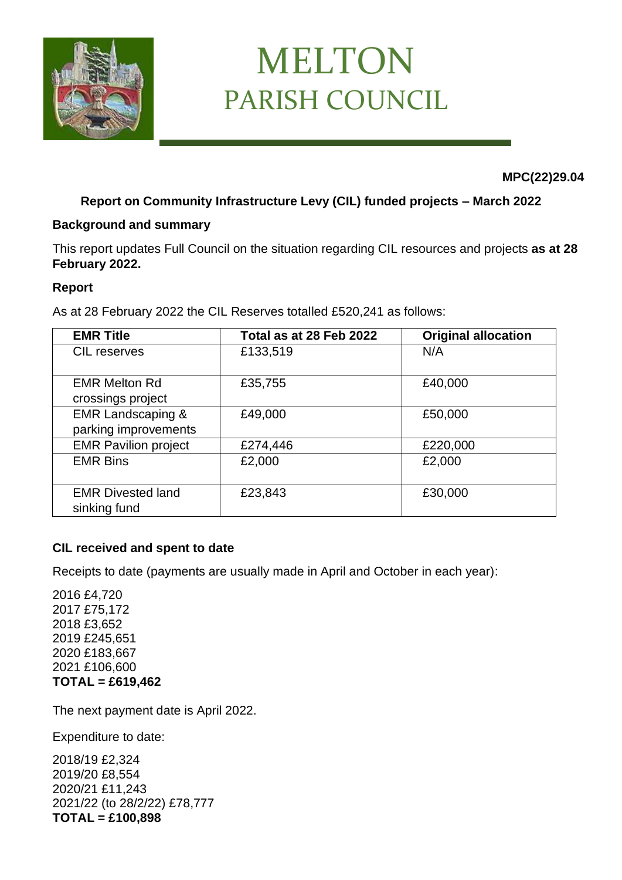# MELTON
## PARISH COUNCIL

**MPC(22)29.04**

### Report on Community Infrastructure Levy (CIL) funded projects – March 2022

**Background and summary**

This report updates Full Council on the situation regarding CIL resources and projects **as at 28 February 2022.**

**Report**

As at 28 February 2022 the CIL Reserves totalled £520,241 as follows:

| EMR Title | Total as at 28 Feb 2022 | Original allocation |
|---|---|---|
| CIL reserves | £133,519 | N/A |
| EMR Melton Rd crossings project | £35,755 | £40,000 |
| EMR Landscaping & parking improvements | £49,000 | £50,000 |
| EMR Pavilion project | £274,446 | £220,000 |
| EMR Bins | £2,000 | £2,000 |
| EMR Divested land sinking fund | £23,843 | £30,000 |

**CIL received and spent to date**

Receipts to date (payments are usually made in April and October in each year):

2016 £4,720
2017 £75,172
2018 £3,652
2019 £245,651
2020 £183,667
2021 £106,600
**TOTAL = £619,462**

The next payment date is April 2022.

Expenditure to date:

2018/19 £2,324
2019/20 £8,554
2020/21 £11,243
2021/22 (to 28/2/22) £78,777
**TOTAL = £100,898**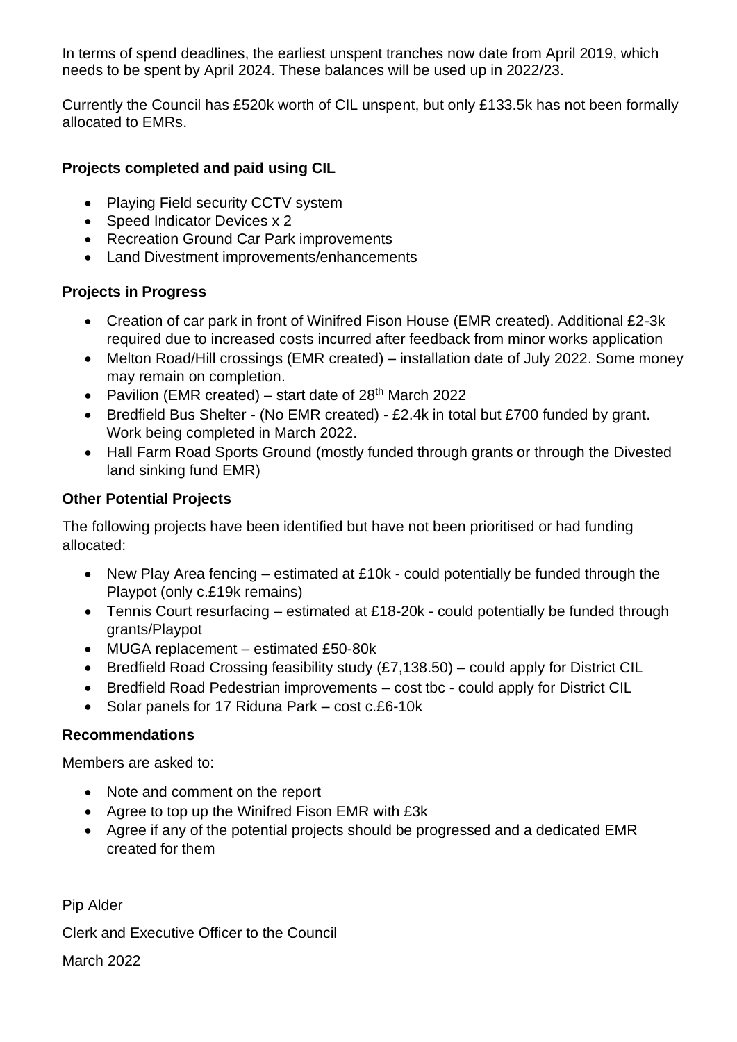In terms of spend deadlines, the earliest unspent tranches now date from April 2019, which needs to be spent by April 2024. These balances will be used up in 2022/23.

Currently the Council has £520k worth of CIL unspent, but only £133.5k has not been formally allocated to EMRs.

**Projects completed and paid using CIL**

- Playing Field security CCTV system
- Speed Indicator Devices x 2
- Recreation Ground Car Park improvements
- Land Divestment improvements/enhancements

**Projects in Progress**

- Creation of car park in front of Winifred Fison House (EMR created). Additional £2-3k required due to increased costs incurred after feedback from minor works application
- Melton Road/Hill crossings (EMR created) – installation date of July 2022. Some money may remain on completion.
- Pavilion (EMR created) – start date of 28th March 2022
- Bredfield Bus Shelter - (No EMR created) - £2.4k in total but £700 funded by grant. Work being completed in March 2022.
- Hall Farm Road Sports Ground (mostly funded through grants or through the Divested land sinking fund EMR)

**Other Potential Projects**

The following projects have been identified but have not been prioritised or had funding allocated:

- New Play Area fencing – estimated at £10k - could potentially be funded through the Playpot (only c.£19k remains)
- Tennis Court resurfacing – estimated at £18-20k - could potentially be funded through grants/Playpot
- MUGA replacement – estimated £50-80k
- Bredfield Road Crossing feasibility study (£7,138.50) – could apply for District CIL
- Bredfield Road Pedestrian improvements – cost tbc - could apply for District CIL
- Solar panels for 17 Riduna Park – cost c.£6-10k

**Recommendations**

Members are asked to:

- Note and comment on the report
- Agree to top up the Winifred Fison EMR with £3k
- Agree if any of the potential projects should be progressed and a dedicated EMR created for them

Pip Alder

Clerk and Executive Officer to the Council

March 2022